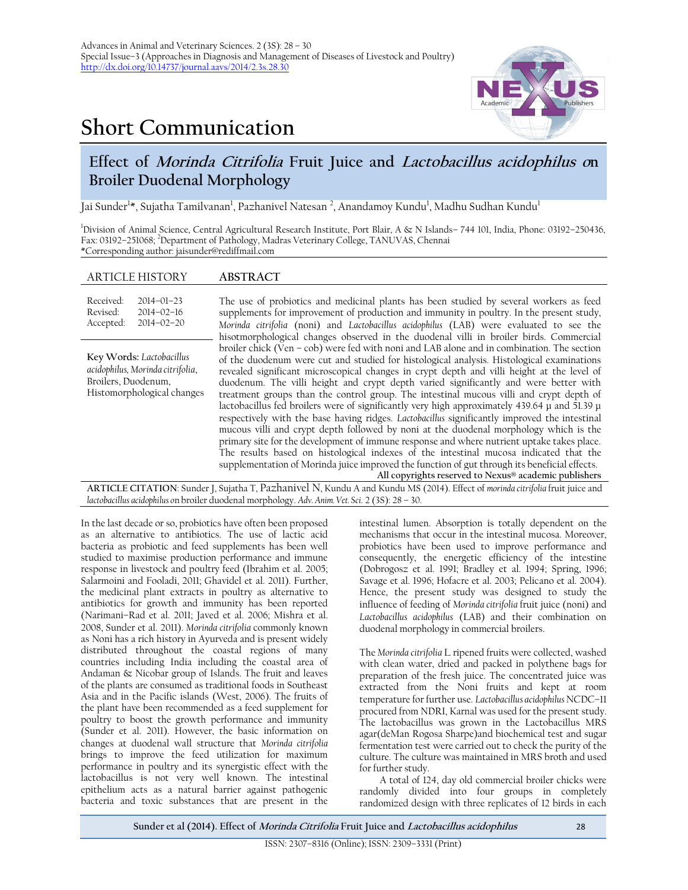Advances in Animal and Veterinary Sciences. 2 (3S): 28 – 30
Special Issue–3 (Approaches in Diagnosis and Management of Diseases of Livestock and Poultry)
http://dx.doi.org/10.14737/journal.aavs/2014/2.3s.28.30

# Short Communication

## Effect of *Morinda Citrifolia* Fruit Juice and *Lactobacillus acidophilus* on Broiler Duodenal Morphology

Jai Sunder[1]*, Sujatha Tamilvanan[1], Pazhanivel Natesan [2], Anandamoy Kundu[1], Madhu Sudhan Kundu[1]

[1]Division of Animal Science, Central Agricultural Research Institute, Port Blair, A & N Islands– 744 101, India, Phone: 03192–250436, Fax: 03192–251068; [2]Department of Pathology, Madras Veterinary College, TANUVAS, Chennai
*Corresponding author: jaisunder@rediffmail.com

**ARTICLE HISTORY**

Received: 2014–01–23
Revised: 2014–02–16
Accepted: 2014–02–20

**Key Words:** *Lactobacillus acidophilus*, *Morinda citrifolia*, Broilers, Duodenum, Histomorphological changes

**ABSTRACT**

The use of probiotics and medicinal plants has been studied by several workers as feed supplements for improvement of production and immunity in poultry. In the present study, *Morinda citrifolia* (noni) and *Lactobacillus acidophilus* (LAB) were evaluated to see the hisotmorphological changes observed in the duodenal villi in broiler birds. Commercial broiler chick (Ven – cob) were fed with noni and LAB alone and in combination. The section of the duodenum were cut and studied for histological analysis. Histological examinations revealed significant microscopical changes in crypt depth and villi height at the level of duodenum. The villi height and crypt depth varied significantly and were better with treatment groups than the control group. The intestinal mucous villi and crypt depth of lactobacillus fed broilers were of significantly very high approximately 439.64 µ and 51.39 µ respectively with the base having ridges. *Lactobacillus* significantly improved the intestinal mucous villi and crypt depth followed by noni at the duodenal morphology which is the primary site for the development of immune response and where nutrient uptake takes place. The results based on histological indexes of the intestinal mucosa indicated that the supplementation of Morinda juice improved the function of gut through its beneficial effects.

All copyrights reserved to Nexus® academic publishers

**ARTICLE CITATION**: Sunder J, Sujatha T, Pazhanivel N, Kundu A and Kundu MS (2014). Effect of *morinda citrifolia* fruit juice and *lactobacillus acidophilus* on broiler duodenal morphology. *Adv. Anim. Vet. Sci.* 2 (3S): 28 – 30.

In the last decade or so, probiotics have often been proposed as an alternative to antibiotics. The use of lactic acid bacteria as probiotic and feed supplements has been well studied to maximise production performance and immune response in livestock and poultry feed (Ibrahim et al. 2005; Salarmoini and Fooladi, 2011; Ghavidel et al. 2011). Further, the medicinal plant extracts in poultry as alternative to antibiotics for growth and immunity has been reported (Narimani–Rad et al. 2011; Javed et al. 2006; Mishra et al. 2008, Sunder et al. 2011). *Morinda citrifolia* commonly known as Noni has a rich history in Ayurveda and is present widely distributed throughout the coastal regions of many countries including India including the coastal area of Andaman & Nicobar group of Islands. The fruit and leaves of the plants are consumed as traditional foods in Southeast Asia and in the Pacific islands (West, 2006). The fruits of the plant have been recommended as a feed supplement for poultry to boost the growth performance and immunity (Sunder et al. 2011). However, the basic information on changes at duodenal wall structure that *Morinda citrifolia* brings to improve the feed utilization for maximum performance in poultry and its synergistic effect with the lactobacillus is not very well known. The intestinal epithelium acts as a natural barrier against pathogenic bacteria and toxic substances that are present in the intestinal lumen. Absorption is totally dependent on the mechanisms that occur in the intestinal mucosa. Moreover, probiotics have been used to improve performance and consequently, the energetic efficiency of the intestine (Dobrogosz et al. 1991; Bradley et al. 1994; Spring, 1996; Savage et al. 1996; Hofacre et al. 2003; Pelicano et al. 2004). Hence, the present study was designed to study the influence of feeding of *Morinda citrifolia* fruit juice (noni) and *Lactobacillus acidophilus* (LAB) and their combination on duodenal morphology in commercial broilers.

The *Morinda citrifolia* L ripened fruits were collected, washed with clean water, dried and packed in polythene bags for preparation of the fresh juice. The concentrated juice was extracted from the Noni fruits and kept at room temperature for further use. *Lactobacillus acidophilus* NCDC–11 procured from NDRI, Karnal was used for the present study. The lactobacillus was grown in the Lactobacillus MRS agar(deMan Rogosa Sharpe)and biochemical test and sugar fermentation test were carried out to check the purity of the culture. The culture was maintained in MRS broth and used for further study.

A total of 124, day old commercial broiler chicks were randomly divided into four groups in completely randomized design with three replicates of 12 birds in each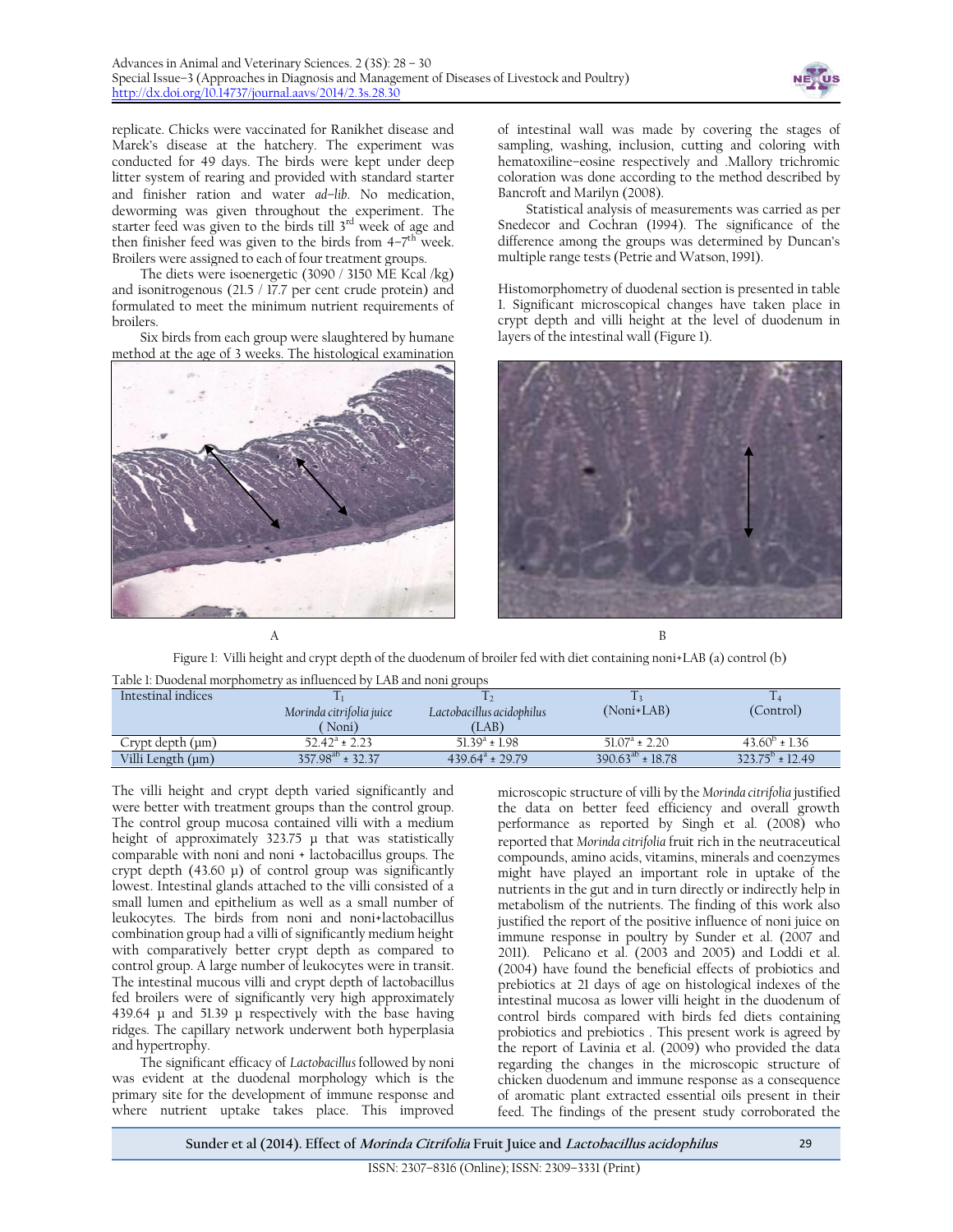replicate. Chicks were vaccinated for Ranikhet disease and Marek's disease at the hatchery. The experiment was conducted for 49 days. The birds were kept under deep litter system of rearing and provided with standard starter and finisher ration and water *ad–lib*. No medication, deworming was given throughout the experiment. The starter feed was given to the birds till 3rd week of age and then finisher feed was given to the birds from 4–7th week. Broilers were assigned to each of four treatment groups.

The diets were isoenergetic (3090 / 3150 ME Kcal /kg) and isonitrogenous (21.5 / 17.7 per cent crude protein) and formulated to meet the minimum nutrient requirements of broilers.

Six birds from each group were slaughtered by humane method at the age of 3 weeks. The histological examination of intestinal wall was made by covering the stages of sampling, washing, inclusion, cutting and coloring with hematoxiline–eosine respectively and .Mallory trichromic coloration was done according to the method described by Bancroft and Marilyn (2008).

Statistical analysis of measurements was carried as per Snedecor and Cochran (1994). The significance of the difference among the groups was determined by Duncan's multiple range tests (Petrie and Watson, 1991).

Histomorphometry of duodenal section is presented in table 1. Significant microscopical changes have taken place in crypt depth and villi height at the level of duodenum in layers of the intestinal wall (Figure 1).

A B

Figure 1: Villi height and crypt depth of the duodenum of broiler fed with diet containing noni+LAB (a) control (b)

Table 1: Duodenal morphometry as influenced by LAB and noni groups

| Intestinal indices | $T_1$ *Morinda citrifolia juice* ( Noni) | $T_2$ *Lactobacillus acidophilus* (LAB) | $T_3$ (Noni+LAB) | $T_4$ (Control) |
|---|---|---|---|---|
| Crypt depth (μm) | $52.42^{a} \pm 2.23$ | $51.39^{a} \pm 1.98$ | $51.07^{a} \pm 2.20$ | $43.60^{b} \pm 1.36$ |
| Villi Length (μm) | $357.98^{ab} \pm 32.37$ | $439.64^{a} \pm 29.79$ | $390.63^{ab} \pm 18.78$ | $323.75^{b} \pm 12.49$ |

The villi height and crypt depth varied significantly and were better with treatment groups than the control group. The control group mucosa contained villi with a medium height of approximately 323.75 μ that was statistically comparable with noni and noni + lactobacillus groups. The crypt depth (43.60 μ) of control group was significantly lowest. Intestinal glands attached to the villi consisted of a small lumen and epithelium as well as a small number of leukocytes. The birds from noni and noni+lactobacillus combination group had a villi of significantly medium height with comparatively better crypt depth as compared to control group. A large number of leukocytes were in transit. The intestinal mucous villi and crypt depth of lactobacillus fed broilers were of significantly very high approximately 439.64 μ and 51.39 μ respectively with the base having ridges. The capillary network underwent both hyperplasia and hypertrophy.

The significant efficacy of *Lactobacillus* followed by noni was evident at the duodenal morphology which is the primary site for the development of immune response and where nutrient uptake takes place. This improved microscopic structure of villi by the *Morinda citrifolia* justified the data on better feed efficiency and overall growth performance as reported by Singh et al. (2008) who reported that *Morinda citrifolia* fruit rich in the neutraceutical compounds, amino acids, vitamins, minerals and coenzymes might have played an important role in uptake of the nutrients in the gut and in turn directly or indirectly help in metabolism of the nutrients. The finding of this work also justified the report of the positive influence of noni juice on immune response in poultry by Sunder et al. (2007 and 2011). Pelicano et al. (2003 and 2005) and Loddi et al. (2004) have found the beneficial effects of probiotics and prebiotics at 21 days of age on histological indexes of the intestinal mucosa as lower villi height in the duodenum of control birds compared with birds fed diets containing probiotics and prebiotics . This present work is agreed by the report of Lavinia et al. (2009) who provided the data regarding the changes in the microscopic structure of chicken duodenum and immune response as a consequence of aromatic plant extracted essential oils present in their feed. The findings of the present study corroborated the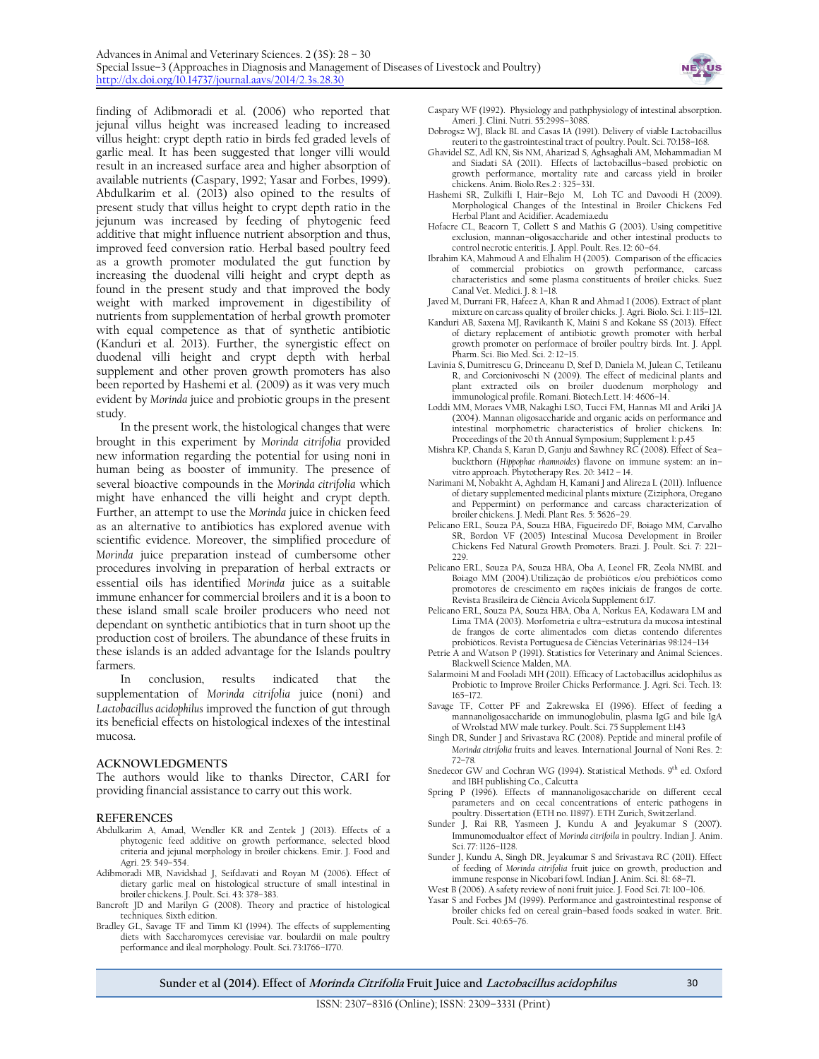finding of Adibmoradi et al. (2006) who reported that jejunal villus height was increased leading to increased villus height: crypt depth ratio in birds fed graded levels of garlic meal. It has been suggested that longer villi would result in an increased surface area and higher absorption of available nutrients (Caspary, 1992; Yasar and Forbes, 1999). Abdulkarim et al. (2013) also opined to the results of present study that villus height to crypt depth ratio in the jejunum was increased by feeding of phytogenic feed additive that might influence nutrient absorption and thus, improved feed conversion ratio. Herbal based poultry feed as a growth promoter modulated the gut function by increasing the duodenal villi height and crypt depth as found in the present study and that improved the body weight with marked improvement in digestibility of nutrients from supplementation of herbal growth promoter with equal competence as that of synthetic antibiotic (Kanduri et al. 2013). Further, the synergistic effect on duodenal villi height and crypt depth with herbal supplement and other proven growth promoters has also been reported by Hashemi et al. (2009) as it was very much evident by *Morinda* juice and probiotic groups in the present study.

In the present work, the histological changes that were brought in this experiment by *Morinda citrifolia* provided new information regarding the potential for using noni in human being as booster of immunity. The presence of several bioactive compounds in the *Morinda citrifolia* which might have enhanced the villi height and crypt depth. Further, an attempt to use the *Morinda* juice in chicken feed as an alternative to antibiotics has explored avenue with scientific evidence. Moreover, the simplified procedure of *Morinda* juice preparation instead of cumbersome other procedures involving in preparation of herbal extracts or essential oils has identified *Morinda* juice as a suitable immune enhancer for commercial broilers and it is a boon to these island small scale broiler producers who need not dependant on synthetic antibiotics that in turn shoot up the production cost of broilers. The abundance of these fruits in these islands is an added advantage for the Islands poultry farmers.

In conclusion, results indicated that the supplementation of *Morinda citrifolia* juice (noni) and *Lactobacillus acidophilus* improved the function of gut through its beneficial effects on histological indexes of the intestinal mucosa.

## ACKNOWLEDGMENTS

The authors would like to thanks Director, CARI for providing financial assistance to carry out this work.

## REFERENCES

Abdulkarim A, Amad, Wendler KR and Zentek J (2013). Effects of a phytogenic feed additive on growth performance, selected blood criteria and jejunal morphology in broiler chickens. Emir. J. Food and Agri. 25: 549–554.

Adibmoradi MB, Navidshad J, Seifdavati and Royan M (2006). Effect of dietary garlic meal on histological structure of small intestinal in broiler chickens. J. Poult. Sci. 43: 378–383.

Bancroft JD and Marilyn G (2008). Theory and practice of histological techniques. Sixth edition.

Bradley GL, Savage TF and Timm KI (1994). The effects of supplementing diets with Saccharomyces cerevisiae var. boulardii on male poultry performance and ileal morphology. Poult. Sci. 73:1766–1770.

Caspary WF (1992). Physiology and pathphysiology of intestinal absorption. Ameri. J. Clini. Nutri. 55:299S–308S.

Dobrogsz WJ, Black BL and Casas IA (1991). Delivery of viable Lactobacillus reuteri to the gastrointestinal tract of poultry. Poult. Sci. 70:158–168.

Ghavidel SZ, Adl KN, Sis NM, Aharizad S, Aghsaghali AM, Mohammadian M and Siadati SA (2011). Effects of lactobacillus–based probiotic on growth performance, mortality rate and carcass yield in broiler chickens. Anim. Biolo.Res.2 : 325–331.

Hashemi SR, Zulkifli I, Hair–Bejo M, Loh TC and Davoodi H (2009). Morphological Changes of the Intestinal in Broiler Chickens Fed Herbal Plant and Acidifier. Academia.edu

Hofacre CL, Beacorn T, Collett S and Mathis G (2003). Using competitive exclusion, mannan–oligosaccharide and other intestinal products to control necrotic enteritis. J. Appl. Poult. Res. 12: 60–64.

Ibrahim KA, Mahmoud A and Elhalim H (2005). Comparison of the efficacies of commercial probiotics on growth performance, carcass characteristics and some plasma constituents of broiler chicks. Suez Canal Vet. Medici. J. 8: 1–18.

Javed M, Durrani FR, Hafeez A, Khan R and Ahmad I (2006). Extract of plant mixture on carcass quality of broiler chicks. J. Agri. Biolo. Sci. 1: 115–121.

Kanduri AB, Saxena MJ, Ravikanth K, Maini S and Kokane SS (2013). Effect of dietary replacement of antibiotic growth promoter with herbal growth promoter on performace of broiler poultry birds. Int. J. Appl. Pharm. Sci. Bio Med. Sci. 2: 12–15.

Lavinia S, Dumitrescu G, Drinceanu D, Stef D, Daniela M, Julean C, Tetileanu R, and Corcionivoschi N (2009). The effect of medicinal plants and plant extracted oils on broiler duodenum morphology and immunological profile. Romani. Biotech.Lett. 14: 4606–14.

Loddi MM, Moraes VMB, Nakaghi LSO, Tucci FM, Hannas MI and Ariki JA (2004). Mannan oligosaccharide and organic acids on performance and intestinal morphometric characteristics of brolier chickens. In: Proceedings of the 20 th Annual Symposium; Supplement 1: p.45

Mishra KP, Chanda S, Karan D, Ganju and Sawhney RC (2008). Effect of Sea–buckthorn (*Hippophae rhamnoides*) flavone on immune system: an in–vitro approach. Phytotherapy Res. 20: 3412 – 14.

Narimani M, Nobakht A, Aghdam H, Kamani J and Alireza L (2011). Influence of dietary supplemented medicinal plants mixture (Ziziphora, Oregano and Peppermint) on performance and carcass characterization of broiler chickens. J. Medi. Plant Res. 5: 5626–29.

Pelicano ERL, Souza PA, Souza HBA, Figueiredo DF, Boiago MM, Carvalho SR, Bordon VF (2005) Intestinal Mucosa Development in Broiler Chickens Fed Natural Growth Promoters. Brazi. J. Poult. Sci. 7: 221–229.

Pelicano ERL, Souza PA, Souza HBA, Oba A, Leonel FR, Zeola NMBL and Boiago MM (2004).Utilização de probióticos e/ou prebióticos como promotores de crescimento em rações iniciais de frangos de corte. Revista Brasileira de Ciência Avícola Supplement 6:17.

Pelicano ERL, Souza PA, Souza HBA, Oba A, Norkus EA, Kodawara LM and Lima TMA (2003). Morfometria e ultra–estrutura da mucosa intestinal de frangos de corte alimentados com dietas contendo diferentes probióticos. Revista Portuguesa de Ciências Veterinárias 98:124–134

Petrie A and Watson P (1991). Statistics for Veterinary and Animal Sciences. Blackwell Science Malden, MA.

Salarmoini M and Fooladi MH (2011). Efficacy of Lactobacillus acidophilus as Probiotic to Improve Broiler Chicks Performance. J. Agri. Sci. Tech. 13: 165–172.

Savage TF, Cotter PF and Zakrewska EI (1996). Effect of feeding a mannanoligosaccharide on immunoglobulin, plasma IgG and bile IgA of Wrolstad MW male turkey. Poult. Sci. 75 Supplement 1:143

Singh DR, Sunder J and Srivastava RC (2008). Peptide and mineral profile of *Morinda citrifolia* fruits and leaves. International Journal of Noni Res. 2: 72–78.

Snedecor GW and Cochran WG (1994). Statistical Methods. 9th ed. Oxford and IBH publishing Co., Calcutta

Spring P (1996). Effects of mannanoligosaccharide on different cecal parameters and on cecal concentrations of enteric pathogens in poultry. Dissertation (ETH no. 11897). ETH Zurich, Switzerland.

Sunder J, Rai RB, Yasmeen J, Kundu A and Jeyakumar S (2007). Immunomodualtor effect of *Morinda citrifolia* in poultry. Indian J. Anim. Sci. 77: 1126–1128.

Sunder J, Kundu A, Singh DR, Jeyakumar S and Srivastava RC (2011). Effect of feeding of *Morinda citrifolia* fruit juice on growth, production and immune response in Nicobari fowl. Indian J. Anim. Sci. 81: 68–71.

West B (2006). A safety review of noni fruit juice. J. Food Sci. 71: 100–106.

Yasar S and Forbes JM (1999). Performance and gastrointestinal response of broiler chicks fed on cereal grain–based foods soaked in water. Brit. Poult. Sci. 40:65–76.